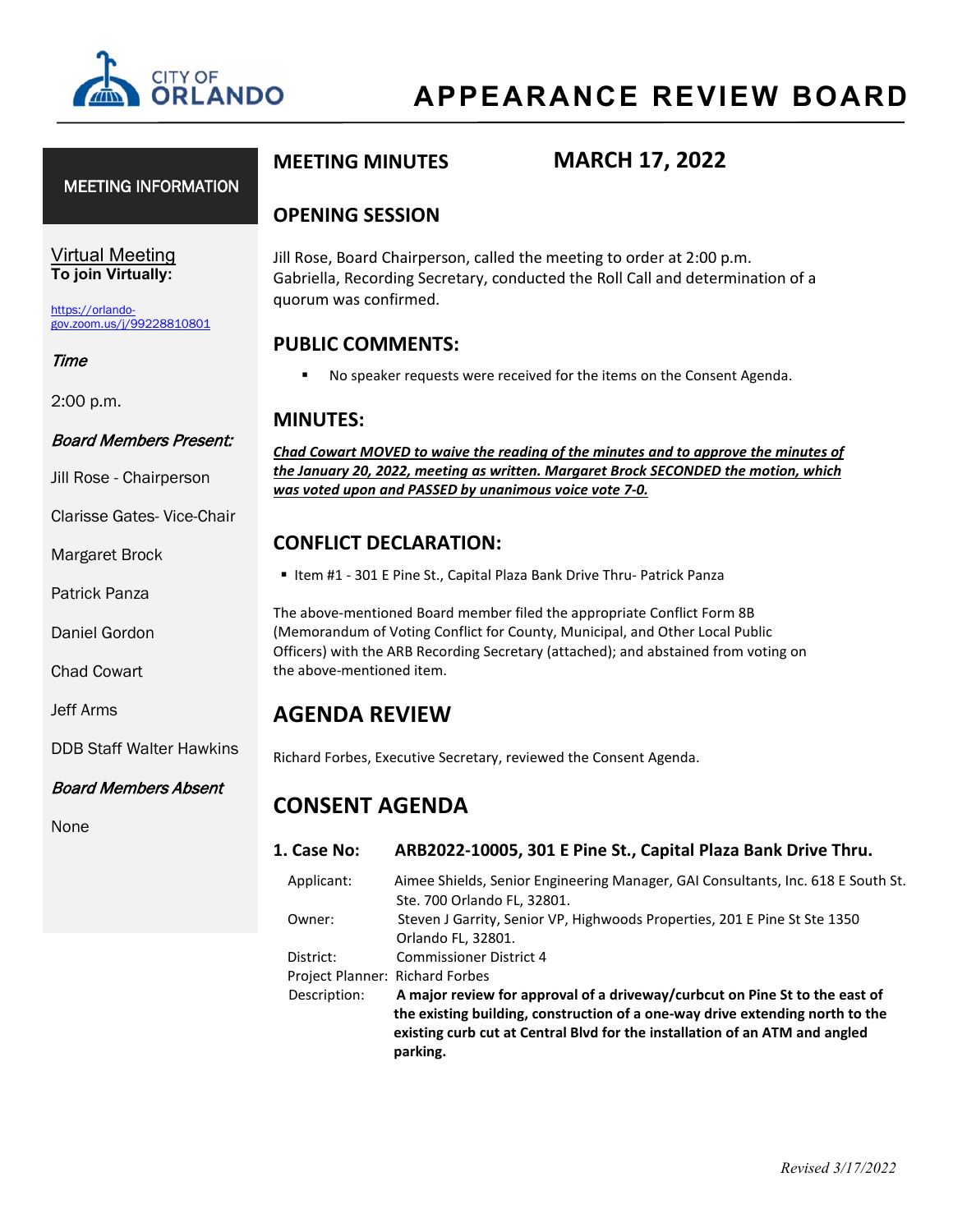# APPEARANCE REVIEW BOARD

## MEETING INFORMATION

**Virtual Meeting**
**To join Virtually:**

https://orlando-gov.zoom.us/j/99228810801

*Time*

2:00 p.m.

*Board Members Present:*

Jill Rose - Chairperson

Clarisse Gates- Vice-Chair

Margaret Brock

Patrick Panza

Daniel Gordon

Chad Cowart

Jeff Arms

DDB Staff Walter Hawkins

*Board Members Absent*

None

## MEETING MINUTES — MARCH 17, 2022

### OPENING SESSION

Jill Rose, Board Chairperson, called the meeting to order at 2:00 p.m. Gabriella, Recording Secretary, conducted the Roll Call and determination of a quorum was confirmed.

### PUBLIC COMMENTS:

- No speaker requests were received for the items on the Consent Agenda.

### MINUTES:

***Chad Cowart MOVED to waive the reading of the minutes and to approve the minutes of the January 20, 2022, meeting as written. Margaret Brock SECONDED the motion, which was voted upon and PASSED by unanimous voice vote 7-0.***

### CONFLICT DECLARATION:

- Item #1 - 301 E Pine St., Capital Plaza Bank Drive Thru- Patrick Panza

The above-mentioned Board member filed the appropriate Conflict Form 8B (Memorandum of Voting Conflict for County, Municipal, and Other Local Public Officers) with the ARB Recording Secretary (attached); and abstained from voting on the above-mentioned item.

## AGENDA REVIEW

Richard Forbes, Executive Secretary, reviewed the Consent Agenda.

## CONSENT AGENDA

### 1. Case No: ARB2022-10005, 301 E Pine St., Capital Plaza Bank Drive Thru.

Applicant: Aimee Shields, Senior Engineering Manager, GAI Consultants, Inc. 618 E South St. Ste. 700 Orlando FL, 32801.

Owner: Steven J Garrity, Senior VP, Highwoods Properties, 201 E Pine St Ste 1350 Orlando FL, 32801.

District: Commissioner District 4

Project Planner: Richard Forbes

Description: **A major review for approval of a driveway/curbcut on Pine St to the east of the existing building, construction of a one-way drive extending north to the existing curb cut at Central Blvd for the installation of an ATM and angled parking.**

*Revised 3/17/2022*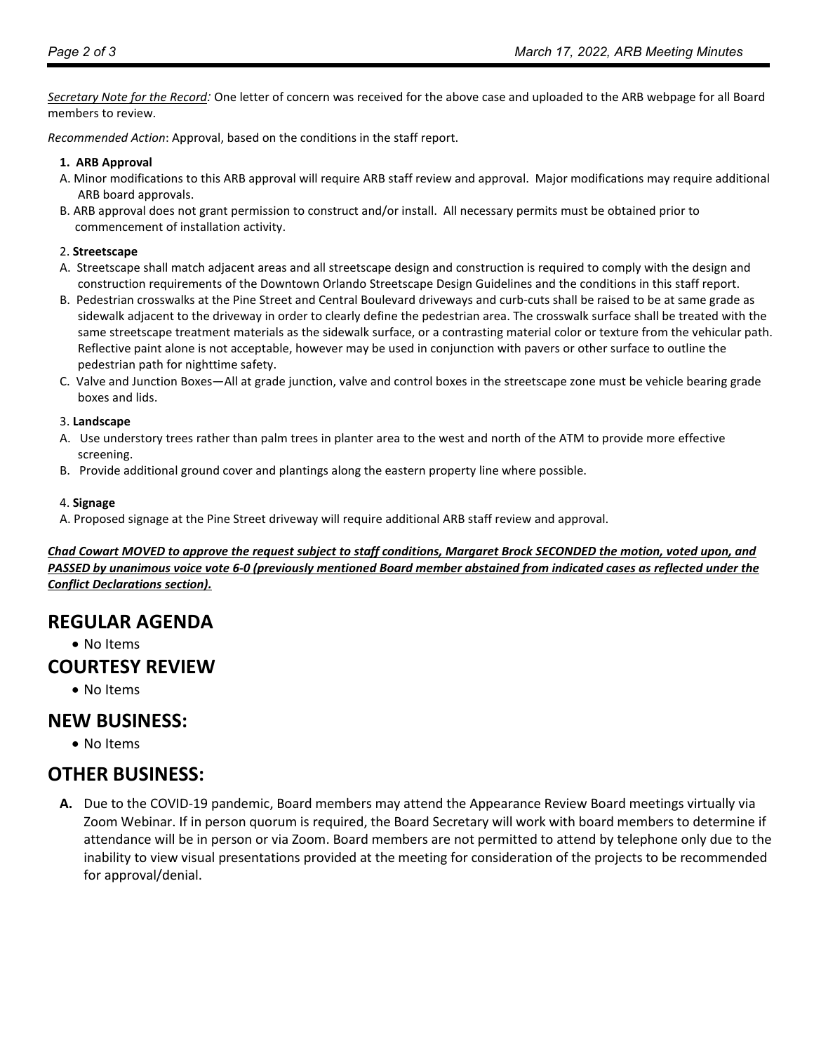*Secretary Note for the Record:* One letter of concern was received for the above case and uploaded to the ARB webpage for all Board members to review.

*Recommended Action*: Approval, based on the conditions in the staff report.

**1. ARB Approval**

A. Minor modifications to this ARB approval will require ARB staff review and approval. Major modifications may require additional ARB board approvals.

B. ARB approval does not grant permission to construct and/or install. All necessary permits must be obtained prior to commencement of installation activity.

2. **Streetscape**

A. Streetscape shall match adjacent areas and all streetscape design and construction is required to comply with the design and construction requirements of the Downtown Orlando Streetscape Design Guidelines and the conditions in this staff report.

B. Pedestrian crosswalks at the Pine Street and Central Boulevard driveways and curb-cuts shall be raised to be at same grade as sidewalk adjacent to the driveway in order to clearly define the pedestrian area. The crosswalk surface shall be treated with the same streetscape treatment materials as the sidewalk surface, or a contrasting material color or texture from the vehicular path. Reflective paint alone is not acceptable, however may be used in conjunction with pavers or other surface to outline the pedestrian path for nighttime safety.

C. Valve and Junction Boxes—All at grade junction, valve and control boxes in the streetscape zone must be vehicle bearing grade boxes and lids.

3. **Landscape**

A. Use understory trees rather than palm trees in planter area to the west and north of the ATM to provide more effective screening.

B. Provide additional ground cover and plantings along the eastern property line where possible.

4. **Signage**

A. Proposed signage at the Pine Street driveway will require additional ARB staff review and approval.

***Chad Cowart MOVED to approve the request subject to staff conditions, Margaret Brock SECONDED the motion, voted upon, and PASSED by unanimous voice vote 6-0 (previously mentioned Board member abstained from indicated cases as reflected under the Conflict Declarations section).***

## REGULAR AGENDA

- No Items

## COURTESY REVIEW

- No Items

## NEW BUSINESS:

- No Items

## OTHER BUSINESS:

**A.** Due to the COVID-19 pandemic, Board members may attend the Appearance Review Board meetings virtually via Zoom Webinar. If in person quorum is required, the Board Secretary will work with board members to determine if attendance will be in person or via Zoom. Board members are not permitted to attend by telephone only due to the inability to view visual presentations provided at the meeting for consideration of the projects to be recommended for approval/denial.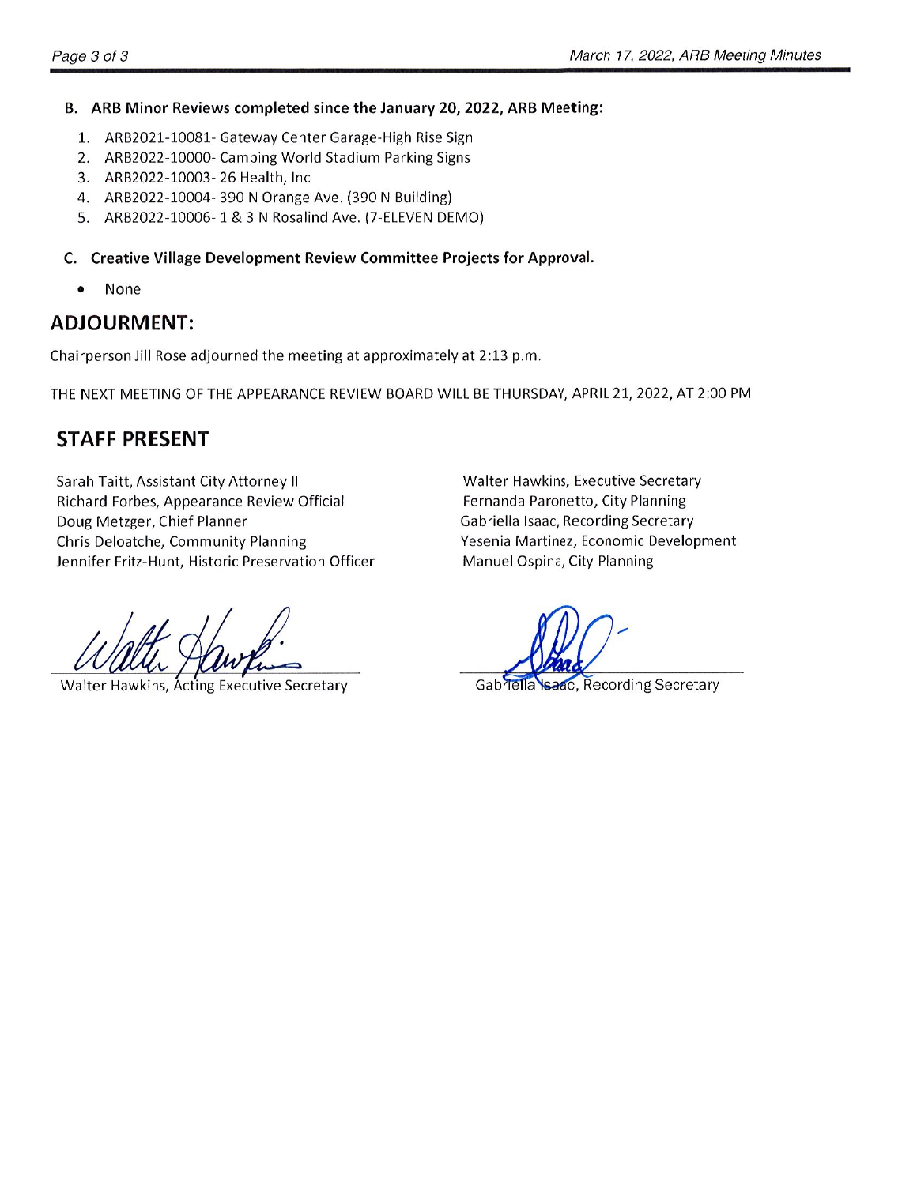**B. ARB Minor Reviews completed since the January 20, 2022, ARB Meeting:**

1. ARB2021-10081- Gateway Center Garage-High Rise Sign
2. ARB2022-10000- Camping World Stadium Parking Signs
3. ARB2022-10003- 26 Health, Inc
4. ARB2022-10004- 390 N Orange Ave. (390 N Building)
5. ARB2022-10006- 1 & 3 N Rosalind Ave. (7-ELEVEN DEMO)

**C. Creative Village Development Review Committee Projects for Approval.**

- None

## ADJOURMENT:

Chairperson Jill Rose adjourned the meeting at approximately at 2:13 p.m.

THE NEXT MEETING OF THE APPEARANCE REVIEW BOARD WILL BE THURSDAY, APRIL 21, 2022, AT 2:00 PM

## STAFF PRESENT

Sarah Taitt, Assistant City Attorney II
Richard Forbes, Appearance Review Official
Doug Metzger, Chief Planner
Chris Deloatche, Community Planning
Jennifer Fritz-Hunt, Historic Preservation Officer
Walter Hawkins, Executive Secretary
Fernanda Paronetto, City Planning
Gabriella Isaac, Recording Secretary
Yesenia Martinez, Economic Development
Manuel Ospina, City Planning

Walter Hawkins, Acting Executive Secretary

Gabriella Isaac, Recording Secretary